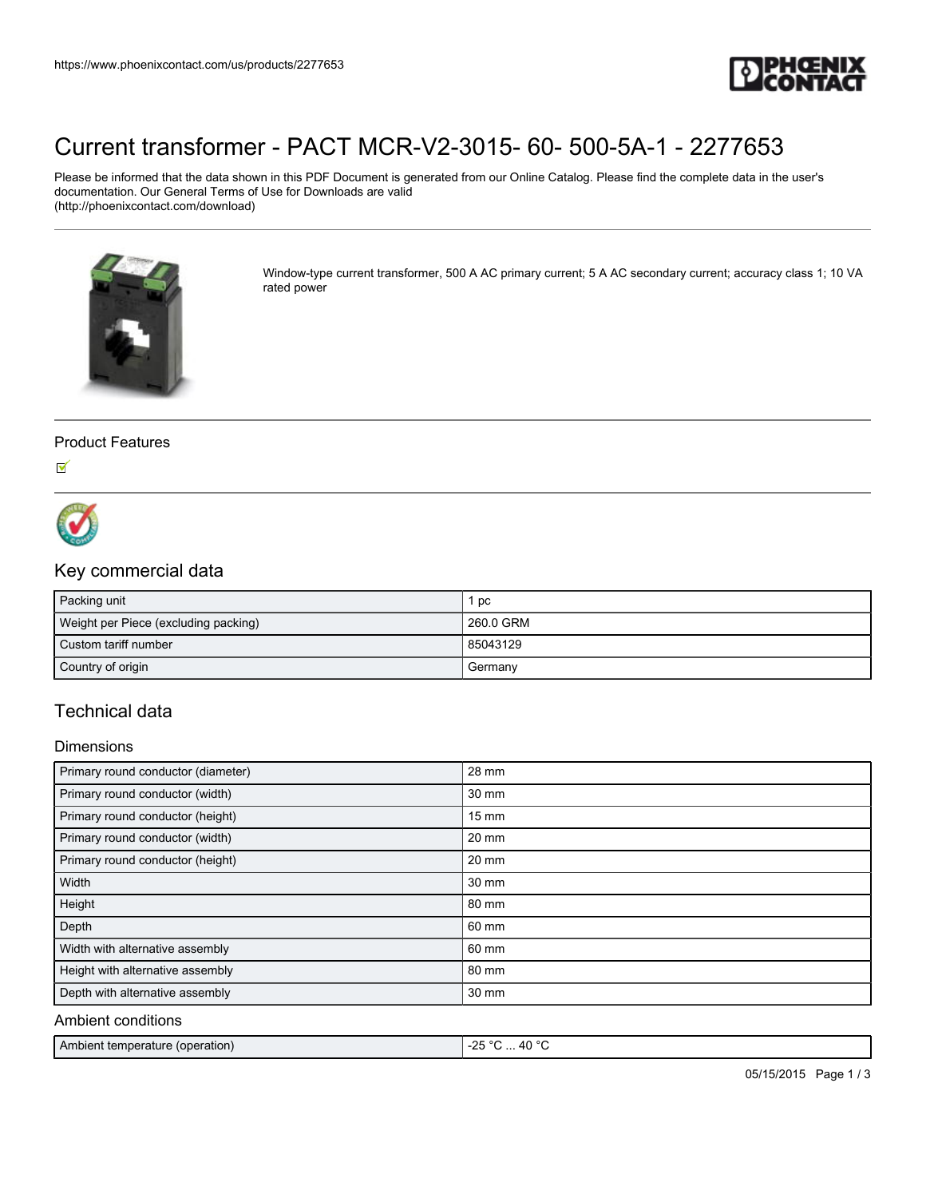# Current transformer - PACT MCR-V2-3015- 60- 500-5A-1 - 2277653

Please be informed that the data shown in this PDF Document is generated from our Online Catalog. Please find the complete data in the user's documentation. Our General Terms of Use for Downloads are valid (http://phoenixcontact.com/download)

Window-type current transformer, 500 A AC primary current; 5 A AC secondary current; accuracy class 1; 10 VA rated power

## Product Features

## Key commercial data

| Packing unit | 1 pc |
| --- | --- |
| Weight per Piece (excluding packing) | 260.0 GRM |
| Custom tariff number | 85043129 |
| Country of origin | Germany |

## Technical data

### Dimensions

| Primary round conductor (diameter) | 28 mm |
| --- | --- |
| Primary round conductor (width) | 30 mm |
| Primary round conductor (height) | 15 mm |
| Primary round conductor (width) | 20 mm |
| Primary round conductor (height) | 20 mm |
| Width | 30 mm |
| Height | 80 mm |
| Depth | 60 mm |
| Width with alternative assembly | 60 mm |
| Height with alternative assembly | 80 mm |
| Depth with alternative assembly | 30 mm |

### Ambient conditions

| Ambient temperature (operation) | -25 °C ... 40 °C |
| --- | --- |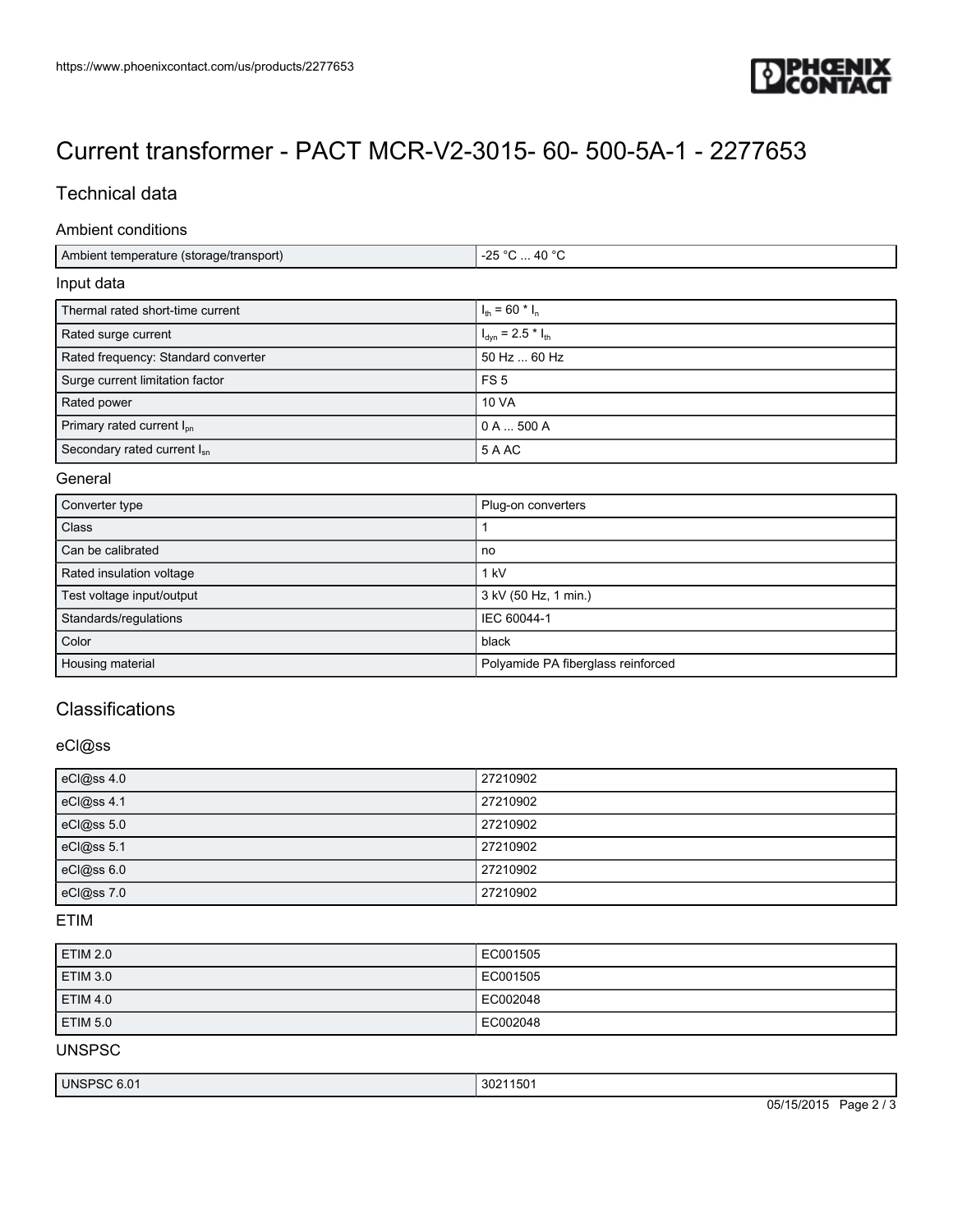# Current transformer - PACT MCR-V2-3015- 60- 500-5A-1 - 2277653

## Technical data

### Ambient conditions

| | |
|---|---|
| Ambient temperature (storage/transport) | -25 °C ... 40 °C |

### Input data

| | |
|---|---|
| Thermal rated short-time current | $I_{th}$ = 60 * $I_n$ |
| Rated surge current | $I_{dyn}$ = 2.5 * $I_{th}$ |
| Rated frequency: Standard converter | 50 Hz ... 60 Hz |
| Surge current limitation factor | FS 5 |
| Rated power | 10 VA |
| Primary rated current $I_{pn}$ | 0 A ... 500 A |
| Secondary rated current $I_{sn}$ | 5 A AC |

### General

| | |
|---|---|
| Converter type | Plug-on converters |
| Class | 1 |
| Can be calibrated | no |
| Rated insulation voltage | 1 kV |
| Test voltage input/output | 3 kV (50 Hz, 1 min.) |
| Standards/regulations | IEC 60044-1 |
| Color | black |
| Housing material | Polyamide PA fiberglass reinforced |

## Classifications

### eCl@ss

| | |
|---|---|
| eCl@ss 4.0 | 27210902 |
| eCl@ss 4.1 | 27210902 |
| eCl@ss 5.0 | 27210902 |
| eCl@ss 5.1 | 27210902 |
| eCl@ss 6.0 | 27210902 |
| eCl@ss 7.0 | 27210902 |

### ETIM

| | |
|---|---|
| ETIM 2.0 | EC001505 |
| ETIM 3.0 | EC001505 |
| ETIM 4.0 | EC002048 |
| ETIM 5.0 | EC002048 |

### UNSPSC

| | |
|---|---|
| UNSPSC 6.01 | 30211501 |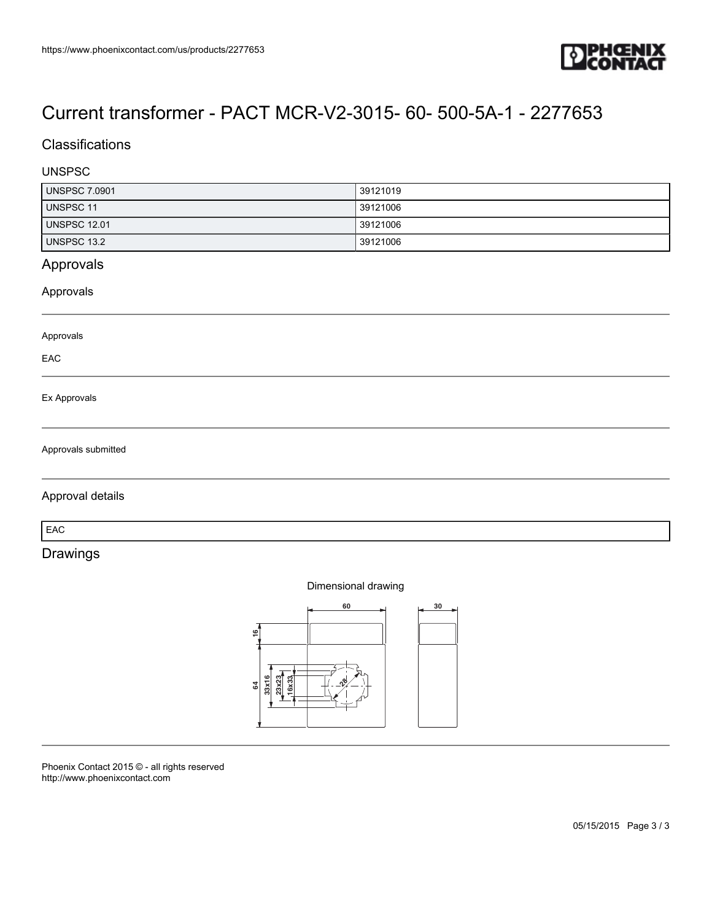# Current transformer - PACT MCR-V2-3015- 60- 500-5A-1 - 2277653

## Classifications

### UNSPSC

| | |
|---|---|
| UNSPSC 7.0901 | 39121019 |
| UNSPSC 11 | 39121006 |
| UNSPSC 12.01 | 39121006 |
| UNSPSC 13.2 | 39121006 |

## Approvals

### Approvals

Approvals

EAC

Ex Approvals

Approvals submitted

### Approval details

| |
|---|
| EAC |

## Drawings

Dimensional drawing

60

30

16

64

33x16

23x23

16x33

28